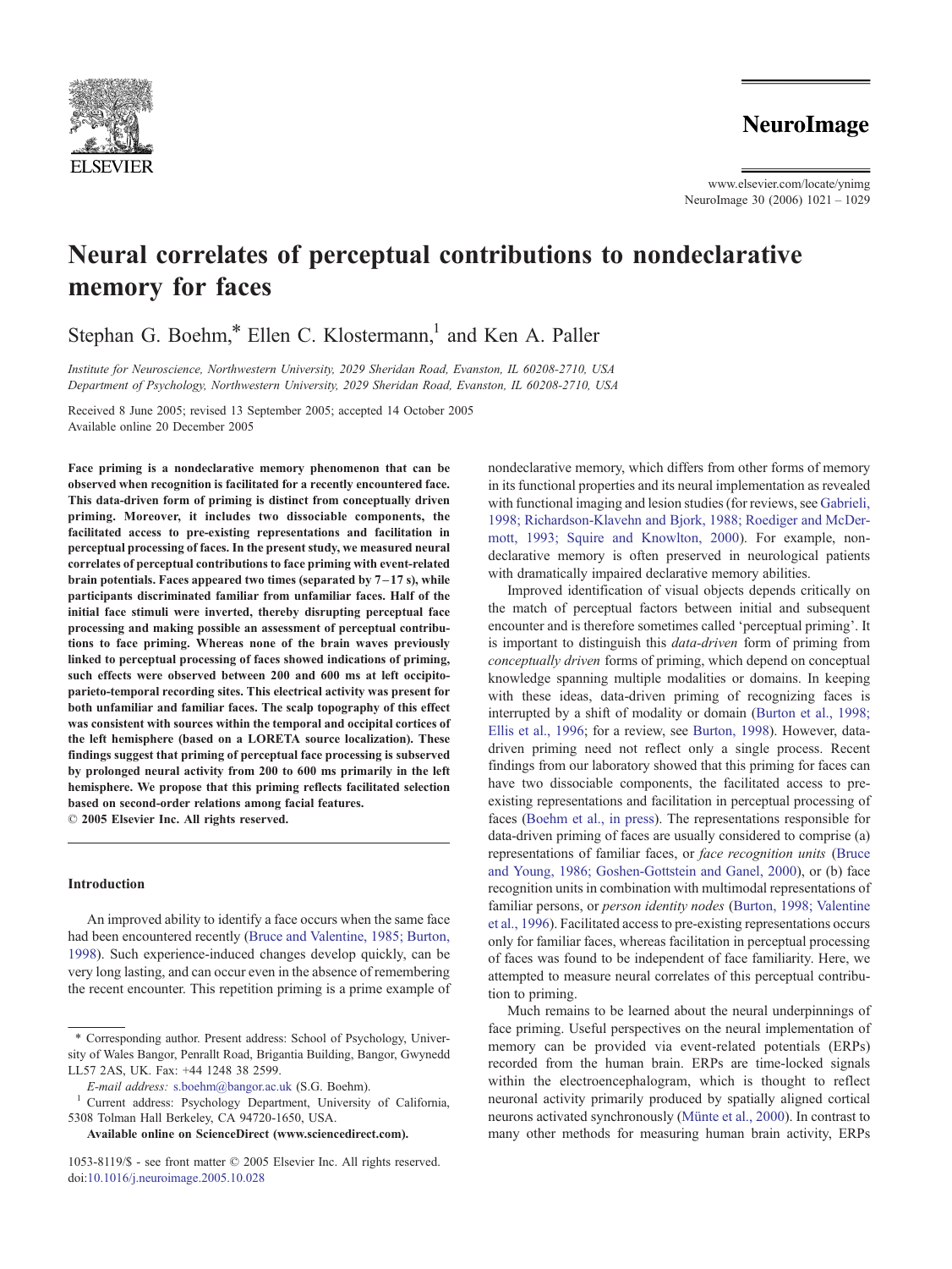# Neural correlates of perceptual contributions to nondeclarative memory for faces

Stephan G. Boehm,* Ellen C. Klostermann,[1] and Ken A. Paller

*Institute for Neuroscience, Northwestern University, 2029 Sheridan Road, Evanston, IL 60208-2710, USA*
*Department of Psychology, Northwestern University, 2029 Sheridan Road, Evanston, IL 60208-2710, USA*

Received 8 June 2005; revised 13 September 2005; accepted 14 October 2005
Available online 20 December 2005

**Face priming is a nondeclarative memory phenomenon that can be observed when recognition is facilitated for a recently encountered face. This data-driven form of priming is distinct from conceptually driven priming. Moreover, it includes two dissociable components, the facilitated access to pre-existing representations and facilitation in perceptual processing of faces. In the present study, we measured neural correlates of perceptual contributions to face priming with event-related brain potentials. Faces appeared two times (separated by 7–17 s), while participants discriminated familiar from unfamiliar faces. Half of the initial face stimuli were inverted, thereby disrupting perceptual face processing and making possible an assessment of perceptual contributions to face priming. Whereas none of the brain waves previously linked to perceptual processing of faces showed indications of priming, such effects were observed between 200 and 600 ms at left occipito-parieto-temporal recording sites. This electrical activity was present for both unfamiliar and familiar faces. The scalp topography of this effect was consistent with sources within the temporal and occipital cortices of the left hemisphere (based on a LORETA source localization). These findings suggest that priming of perceptual face processing is subserved by prolonged neural activity from 200 to 600 ms primarily in the left hemisphere. We propose that this priming reflects facilitated selection based on second-order relations among facial features.**
**© 2005 Elsevier Inc. All rights reserved.**

## Introduction

An improved ability to identify a face occurs when the same face had been encountered recently (Bruce and Valentine, 1985; Burton, 1998). Such experience-induced changes develop quickly, can be very long lasting, and can occur even in the absence of remembering the recent encounter. This repetition priming is a prime example of nondeclarative memory, which differs from other forms of memory in its functional properties and its neural implementation as revealed with functional imaging and lesion studies (for reviews, see Gabrieli, 1998; Richardson-Klavehn and Bjork, 1988; Roediger and McDermott, 1993; Squire and Knowlton, 2000). For example, nondeclarative memory is often preserved in neurological patients with dramatically impaired declarative memory abilities.

Improved identification of visual objects depends critically on the match of perceptual factors between initial and subsequent encounter and is therefore sometimes called 'perceptual priming'. It is important to distinguish this *data-driven* form of priming from *conceptually driven* forms of priming, which depend on conceptual knowledge spanning multiple modalities or domains. In keeping with these ideas, data-driven priming of recognizing faces is interrupted by a shift of modality or domain (Burton et al., 1998; Ellis et al., 1996; for a review, see Burton, 1998). However, data-driven priming need not reflect only a single process. Recent findings from our laboratory showed that this priming for faces can have two dissociable components, the facilitated access to pre-existing representations and facilitation in perceptual processing of faces (Boehm et al., in press). The representations responsible for data-driven priming of faces are usually considered to comprise (a) representations of familiar faces, or *face recognition units* (Bruce and Young, 1986; Goshen-Gottstein and Ganel, 2000), or (b) face recognition units in combination with multimodal representations of familiar persons, or *person identity nodes* (Burton, 1998; Valentine et al., 1996). Facilitated access to pre-existing representations occurs only for familiar faces, whereas facilitation in perceptual processing of faces was found to be independent of face familiarity. Here, we attempted to measure neural correlates of this perceptual contribution to priming.

Much remains to be learned about the neural underpinnings of face priming. Useful perspectives on the neural implementation of memory can be provided via event-related potentials (ERPs) recorded from the human brain. ERPs are time-locked signals within the electroencephalogram, which is thought to reflect neuronal activity primarily produced by spatially aligned cortical neurons activated synchronously (Münte et al., 2000). In contrast to many other methods for measuring human brain activity, ERPs

---

\* Corresponding author. Present address: School of Psychology, University of Wales Bangor, Penrallt Road, Brigantia Building, Bangor, Gwynedd LL57 2AS, UK. Fax: +44 1248 38 2599.

*E-mail address:* s.boehm@bangor.ac.uk (S.G. Boehm).

[1] Current address: Psychology Department, University of California, 5308 Tolman Hall Berkeley, CA 94720-1650, USA.

**Available online on ScienceDirect (www.sciencedirect.com).**

1053-8119/$ - see front matter © 2005 Elsevier Inc. All rights reserved.
doi:10.1016/j.neuroimage.2005.10.028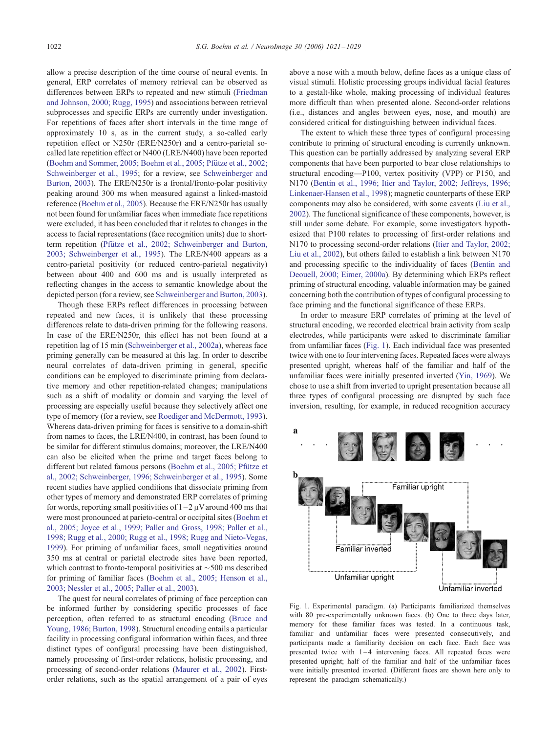allow a precise description of the time course of neural events. In general, ERP correlates of memory retrieval can be observed as differences between ERPs to repeated and new stimuli (Friedman and Johnson, 2000; Rugg, 1995) and associations between retrieval subprocesses and specific ERPs are currently under investigation. For repetitions of faces after short intervals in the time range of approximately 10 s, as in the current study, a so-called early repetition effect or N250r (ERE/N250r) and a centro-parietal so-called late repetition effect or N400 (LRE/N400) have been reported (Boehm and Sommer, 2005; Boehm et al., 2005; Pfütze et al., 2002; Schweinberger et al., 1995; for a review, see Schweinberger and Burton, 2003). The ERE/N250r is a frontal/fronto-polar positivity peaking around 300 ms when measured against a linked-mastoid reference (Boehm et al., 2005). Because the ERE/N250r has usually not been found for unfamiliar faces when immediate face repetitions were excluded, it has been concluded that it relates to changes in the access to facial representations (face recognition units) due to short-term repetition (Pfütze et al., 2002; Schweinberger and Burton, 2003; Schweinberger et al., 1995). The LRE/N400 appears as a centro-parietal positivity (or reduced centro-parietal negativity) between about 400 and 600 ms and is usually interpreted as reflecting changes in the access to semantic knowledge about the depicted person (for a review, see Schweinberger and Burton, 2003).

Though these ERPs reflect differences in processing between repeated and new faces, it is unlikely that these processing differences relate to data-driven priming for the following reasons. In case of the ERE/N250r, this effect has not been found at a repetition lag of 15 min (Schweinberger et al., 2002a), whereas face priming generally can be measured at this lag. In order to describe neural correlates of data-driven priming in general, specific conditions can be employed to discriminate priming from declarative memory and other repetition-related changes; manipulations such as a shift of modality or domain and varying the level of processing are especially useful because they selectively affect one type of memory (for a review, see Roediger and McDermott, 1993). Whereas data-driven priming for faces is sensitive to a domain-shift from names to faces, the LRE/N400, in contrast, has been found to be similar for different stimulus domains; moreover, the LRE/N400 can also be elicited when the prime and target faces belong to different but related famous persons (Boehm et al., 2005; Pfütze et al., 2002; Schweinberger, 1996; Schweinberger et al., 1995). Some recent studies have applied conditions that dissociate priming from other types of memory and demonstrated ERP correlates of priming for words, reporting small positivities of 1–2 μV around 400 ms that were most pronounced at parieto-central or occipital sites (Boehm et al., 2005; Joyce et al., 1999; Paller and Gross, 1998; Paller et al., 1998; Rugg et al., 2000; Rugg et al., 1998; Rugg and Nieto-Vegas, 1999). For priming of unfamiliar faces, small negativities around 350 ms at central or parietal electrode sites have been reported, which contrast to fronto-temporal positivities at ~500 ms described for priming of familiar faces (Boehm et al., 2005; Henson et al., 2003; Nessler et al., 2005; Paller et al., 2003).

The quest for neural correlates of priming of face perception can be informed further by considering specific processes of face perception, often referred to as structural encoding (Bruce and Young, 1986; Burton, 1998). Structural encoding entails a particular facility in processing configural information within faces, and three distinct types of configural processing have been distinguished, namely processing of first-order relations, holistic processing, and processing of second-order relations (Maurer et al., 2002). First-order relations, such as the spatial arrangement of a pair of eyes above a nose with a mouth below, define faces as a unique class of visual stimuli. Holistic processing groups individual facial features to a gestalt-like whole, making processing of individual features more difficult than when presented alone. Second-order relations (i.e., distances and angles between eyes, nose, and mouth) are considered critical for distinguishing between individual faces.

The extent to which these three types of configural processing contribute to priming of structural encoding is currently unknown. This question can be partially addressed by analyzing several ERP components that have been purported to bear close relationships to structural encoding—P100, vertex positivity (VPP) or P150, and N170 (Bentin et al., 1996; Itier and Taylor, 2002; Jeffreys, 1996; Linkenaer-Hansen et al., 1998); magnetic counterparts of these ERP components may also be considered, with some caveats (Liu et al., 2002). The functional significance of these components, however, is still under some debate. For example, some investigators hypothesized that P100 relates to processing of first-order relations and N170 to processing second-order relations (Itier and Taylor, 2002; Liu et al., 2002), but others failed to establish a link between N170 and processing specific to the individuality of faces (Bentin and Deouell, 2000; Eimer, 2000a). By determining which ERPs reflect priming of structural encoding, valuable information may be gained concerning both the contribution of types of configural processing to face priming and the functional significance of these ERPs.

In order to measure ERP correlates of priming at the level of structural encoding, we recorded electrical brain activity from scalp electrodes, while participants were asked to discriminate familiar from unfamiliar faces (Fig. 1). Each individual face was presented twice with one to four intervening faces. Repeated faces were always presented upright, whereas half of the familiar and half of the unfamiliar faces were initially presented inverted (Yin, 1969). We chose to use a shift from inverted to upright presentation because all three types of configural processing are disrupted by such face inversion, resulting, for example, in reduced recognition accuracy

Fig. 1. Experimental paradigm. (a) Participants familiarized themselves with 80 pre-experimentally unknown faces. (b) One to three days later, memory for these familiar faces was tested. In a continuous task, familiar and unfamiliar faces were presented consecutively, and participants made a familiarity decision on each face. Each face was presented twice with 1–4 intervening faces. All repeated faces were presented upright; half of the familiar and half of the unfamiliar faces were initially presented inverted. (Different faces are shown here only to represent the paradigm schematically.)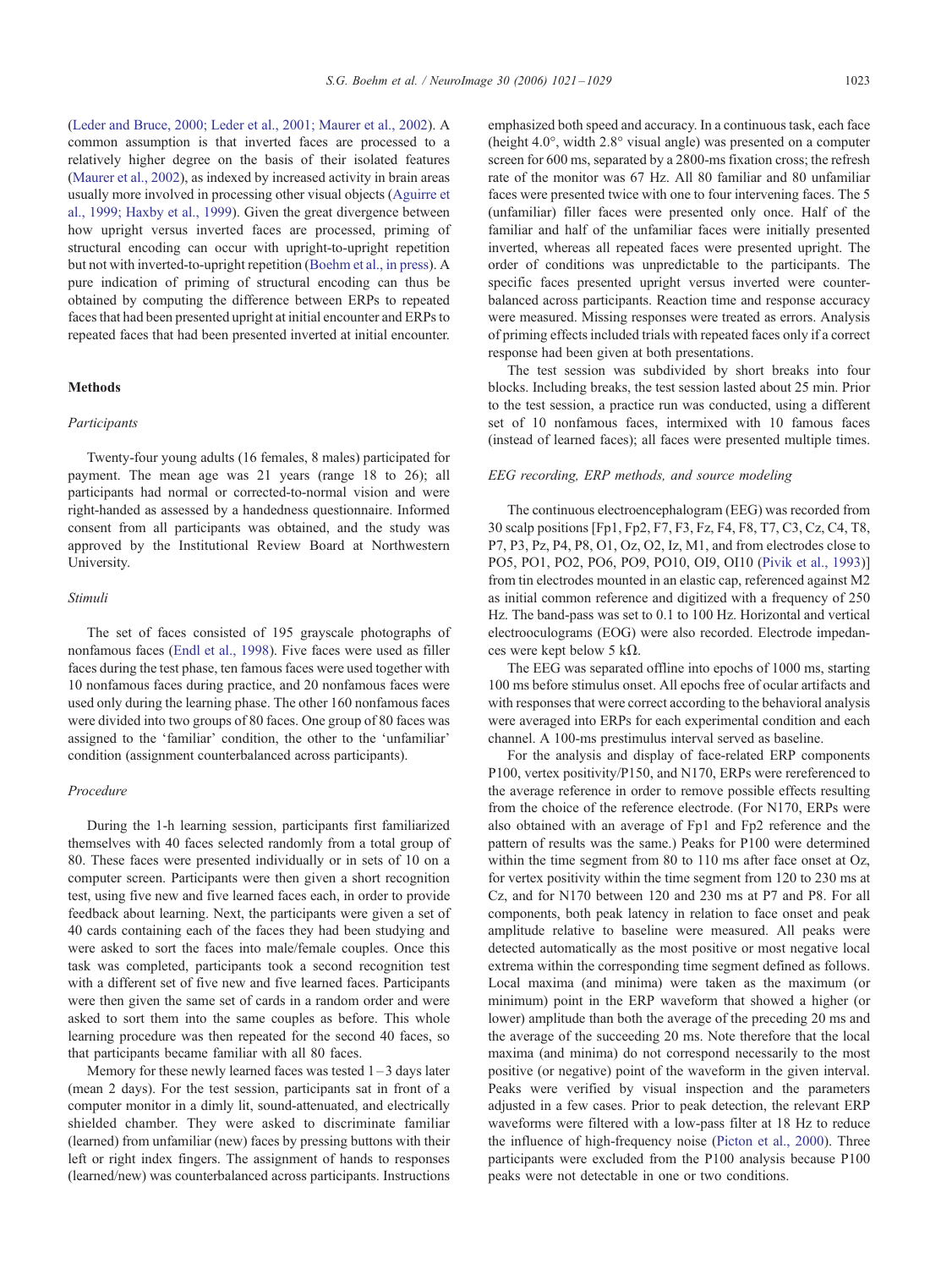(Leder and Bruce, 2000; Leder et al., 2001; Maurer et al., 2002). A common assumption is that inverted faces are processed to a relatively higher degree on the basis of their isolated features (Maurer et al., 2002), as indexed by increased activity in brain areas usually more involved in processing other visual objects (Aguirre et al., 1999; Haxby et al., 1999). Given the great divergence between how upright versus inverted faces are processed, priming of structural encoding can occur with upright-to-upright repetition but not with inverted-to-upright repetition (Boehm et al., in press). A pure indication of priming of structural encoding can thus be obtained by computing the difference between ERPs to repeated faces that had been presented upright at initial encounter and ERPs to repeated faces that had been presented inverted at initial encounter.

## Methods

### *Participants*

Twenty-four young adults (16 females, 8 males) participated for payment. The mean age was 21 years (range 18 to 26); all participants had normal or corrected-to-normal vision and were right-handed as assessed by a handedness questionnaire. Informed consent from all participants was obtained, and the study was approved by the Institutional Review Board at Northwestern University.

### *Stimuli*

The set of faces consisted of 195 grayscale photographs of nonfamous faces (Endl et al., 1998). Five faces were used as filler faces during the test phase, ten famous faces were used together with 10 nonfamous faces during practice, and 20 nonfamous faces were used only during the learning phase. The other 160 nonfamous faces were divided into two groups of 80 faces. One group of 80 faces was assigned to the 'familiar' condition, the other to the 'unfamiliar' condition (assignment counterbalanced across participants).

### *Procedure*

During the 1-h learning session, participants first familiarized themselves with 40 faces selected randomly from a total group of 80. These faces were presented individually or in sets of 10 on a computer screen. Participants were then given a short recognition test, using five new and five learned faces each, in order to provide feedback about learning. Next, the participants were given a set of 40 cards containing each of the faces they had been studying and were asked to sort the faces into male/female couples. Once this task was completed, participants took a second recognition test with a different set of five new and five learned faces. Participants were then given the same set of cards in a random order and were asked to sort them into the same couples as before. This whole learning procedure was then repeated for the second 40 faces, so that participants became familiar with all 80 faces.

Memory for these newly learned faces was tested 1–3 days later (mean 2 days). For the test session, participants sat in front of a computer monitor in a dimly lit, sound-attenuated, and electrically shielded chamber. They were asked to discriminate familiar (learned) from unfamiliar (new) faces by pressing buttons with their left or right index fingers. The assignment of hands to responses (learned/new) was counterbalanced across participants. Instructions emphasized both speed and accuracy. In a continuous task, each face (height 4.0°, width 2.8° visual angle) was presented on a computer screen for 600 ms, separated by a 2800-ms fixation cross; the refresh rate of the monitor was 67 Hz. All 80 familiar and 80 unfamiliar faces were presented twice with one to four intervening faces. The 5 (unfamiliar) filler faces were presented only once. Half of the familiar and half of the unfamiliar faces were initially presented inverted, whereas all repeated faces were presented upright. The order of conditions was unpredictable to the participants. The specific faces presented upright versus inverted were counterbalanced across participants. Reaction time and response accuracy were measured. Missing responses were treated as errors. Analysis of priming effects included trials with repeated faces only if a correct response had been given at both presentations.

The test session was subdivided by short breaks into four blocks. Including breaks, the test session lasted about 25 min. Prior to the test session, a practice run was conducted, using a different set of 10 nonfamous faces, intermixed with 10 famous faces (instead of learned faces); all faces were presented multiple times.

### *EEG recording, ERP methods, and source modeling*

The continuous electroencephalogram (EEG) was recorded from 30 scalp positions [Fp1, Fp2, F7, F3, Fz, F4, F8, T7, C3, Cz, C4, T8, P7, P3, Pz, P4, P8, O1, Oz, O2, Iz, M1, and from electrodes close to PO5, PO1, PO2, PO6, PO9, PO10, OI9, OI10 (Pivik et al., 1993)] from tin electrodes mounted in an elastic cap, referenced against M2 as initial common reference and digitized with a frequency of 250 Hz. The band-pass was set to 0.1 to 100 Hz. Horizontal and vertical electrooculograms (EOG) were also recorded. Electrode impedances were kept below 5 kΩ.

The EEG was separated offline into epochs of 1000 ms, starting 100 ms before stimulus onset. All epochs free of ocular artifacts and with responses that were correct according to the behavioral analysis were averaged into ERPs for each experimental condition and each channel. A 100-ms prestimulus interval served as baseline.

For the analysis and display of face-related ERP components P100, vertex positivity/P150, and N170, ERPs were rereferenced to the average reference in order to remove possible effects resulting from the choice of the reference electrode. (For N170, ERPs were also obtained with an average of Fp1 and Fp2 reference and the pattern of results was the same.) Peaks for P100 were determined within the time segment from 80 to 110 ms after face onset at Oz, for vertex positivity within the time segment from 120 to 230 ms at Cz, and for N170 between 120 and 230 ms at P7 and P8. For all components, both peak latency in relation to face onset and peak amplitude relative to baseline were measured. All peaks were detected automatically as the most positive or most negative local extrema within the corresponding time segment defined as follows. Local maxima (and minima) were taken as the maximum (or minimum) point in the ERP waveform that showed a higher (or lower) amplitude than both the average of the preceding 20 ms and the average of the succeeding 20 ms. Note therefore that the local maxima (and minima) do not correspond necessarily to the most positive (or negative) point of the waveform in the given interval. Peaks were verified by visual inspection and the parameters adjusted in a few cases. Prior to peak detection, the relevant ERP waveforms were filtered with a low-pass filter at 18 Hz to reduce the influence of high-frequency noise (Picton et al., 2000). Three participants were excluded from the P100 analysis because P100 peaks were not detectable in one or two conditions.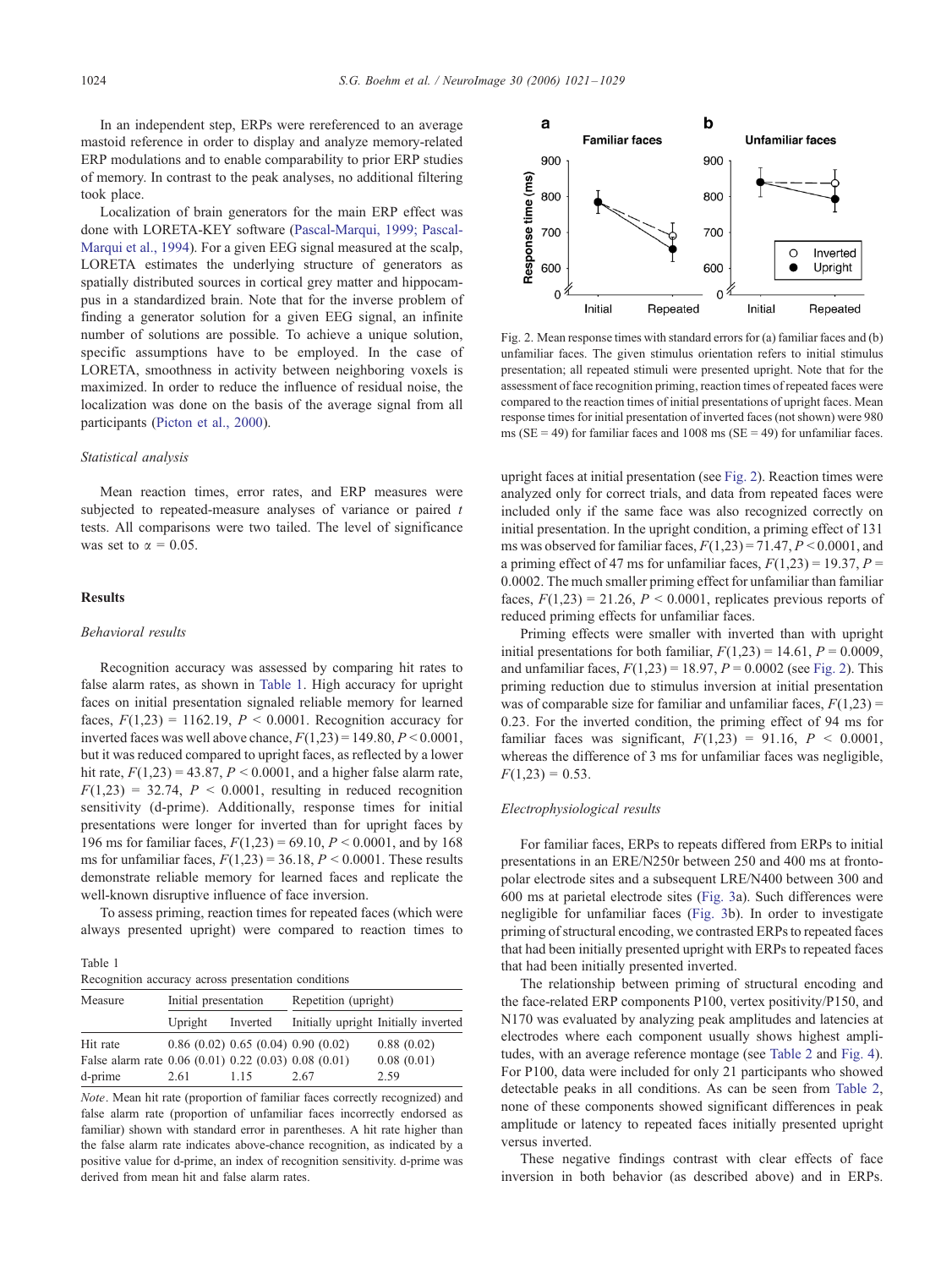In an independent step, ERPs were rereferenced to an average mastoid reference in order to display and analyze memory-related ERP modulations and to enable comparability to prior ERP studies of memory. In contrast to the peak analyses, no additional filtering took place.

Localization of brain generators for the main ERP effect was done with LORETA-KEY software (Pascal-Marqui, 1999; Pascal-Marqui et al., 1994). For a given EEG signal measured at the scalp, LORETA estimates the underlying structure of generators as spatially distributed sources in cortical grey matter and hippocampus in a standardized brain. Note that for the inverse problem of finding a generator solution for a given EEG signal, an infinite number of solutions are possible. To achieve a unique solution, specific assumptions have to be employed. In the case of LORETA, smoothness in activity between neighboring voxels is maximized. In order to reduce the influence of residual noise, the localization was done on the basis of the average signal from all participants (Picton et al., 2000).

### *Statistical analysis*

Mean reaction times, error rates, and ERP measures were subjected to repeated-measure analyses of variance or paired *t* tests. All comparisons were two tailed. The level of significance was set to $\alpha = 0.05$.

## Results

### *Behavioral results*

Recognition accuracy was assessed by comparing hit rates to false alarm rates, as shown in Table 1. High accuracy for upright faces on initial presentation signaled reliable memory for learned faces, $F(1,23) = 1162.19$, $P < 0.0001$. Recognition accuracy for inverted faces was well above chance, $F(1,23) = 149.80$, $P < 0.0001$, but it was reduced compared to upright faces, as reflected by a lower hit rate, $F(1,23) = 43.87$, $P < 0.0001$, and a higher false alarm rate, $F(1,23) = 32.74$, $P < 0.0001$, resulting in reduced recognition sensitivity (d-prime). Additionally, response times for initial presentations were longer for inverted than for upright faces by 196 ms for familiar faces, $F(1,23) = 69.10$, $P < 0.0001$, and by 168 ms for unfamiliar faces, $F(1,23) = 36.18$, $P < 0.0001$. These results demonstrate reliable memory for learned faces and replicate the well-known disruptive influence of face inversion.

To assess priming, reaction times for repeated faces (which were always presented upright) were compared to reaction times to upright faces at initial presentation (see Fig. 2). Reaction times were analyzed only for correct trials, and data from repeated faces were included only if the same face was also recognized correctly on initial presentation. In the upright condition, a priming effect of 131 ms was observed for familiar faces, $F(1,23) = 71.47$, $P < 0.0001$, and a priming effect of 47 ms for unfamiliar faces, $F(1,23) = 19.37$, $P = 0.0002$. The much smaller priming effect for unfamiliar than familiar faces, $F(1,23) = 21.26$, $P < 0.0001$, replicates previous reports of reduced priming effects for unfamiliar faces.

Priming effects were smaller with inverted than with upright initial presentations for both familiar, $F(1,23) = 14.61$, $P = 0.0009$, and unfamiliar faces, $F(1,23) = 18.97$, $P = 0.0002$ (see Fig. 2). This priming reduction due to stimulus inversion at initial presentation was of comparable size for familiar and unfamiliar faces, $F(1,23) = 0.23$. For the inverted condition, the priming effect of 94 ms for familiar faces was significant, $F(1,23) = 91.16$, $P < 0.0001$, whereas the difference of 3 ms for unfamiliar faces was negligible, $F(1,23) = 0.53$.

Table 1
Recognition accuracy across presentation conditions

| Measure | Initial presentation | | Repetition (upright) | |
|---|---|---|---|---|
| | Upright | Inverted | Initially upright | Initially inverted |
| Hit rate | 0.86 (0.02) | 0.65 (0.04) | 0.90 (0.02) | 0.88 (0.02) |
| False alarm rate | 0.06 (0.01) | 0.22 (0.03) | 0.08 (0.01) | 0.08 (0.01) |
| d-prime | 2.61 | 1.15 | 2.67 | 2.59 |

*Note*. Mean hit rate (proportion of familiar faces correctly recognized) and false alarm rate (proportion of unfamiliar faces incorrectly endorsed as familiar) shown with standard error in parentheses. A hit rate higher than the false alarm rate indicates above-chance recognition, as indicated by a positive value for d-prime, an index of recognition sensitivity. d-prime was derived from mean hit and false alarm rates.

Fig. 2. Mean response times with standard errors for (a) familiar faces and (b) unfamiliar faces. The given stimulus orientation refers to initial stimulus presentation; all repeated stimuli were presented upright. Note that for the assessment of face recognition priming, reaction times of repeated faces were compared to the reaction times of initial presentations of upright faces. Mean response times for initial presentation of inverted faces (not shown) were 980 ms (SE = 49) for familiar faces and 1008 ms (SE = 49) for unfamiliar faces.

### *Electrophysiological results*

For familiar faces, ERPs to repeats differed from ERPs to initial presentations in an ERE/N250r between 250 and 400 ms at frontopolar electrode sites and a subsequent LRE/N400 between 300 and 600 ms at parietal electrode sites (Fig. 3a). Such differences were negligible for unfamiliar faces (Fig. 3b). In order to investigate priming of structural encoding, we contrasted ERPs to repeated faces that had been initially presented upright with ERPs to repeated faces that had been initially presented inverted.

The relationship between priming of structural encoding and the face-related ERP components P100, vertex positivity/P150, and N170 was evaluated by analyzing peak amplitudes and latencies at electrodes where each component usually shows highest amplitudes, with an average reference montage (see Table 2 and Fig. 4). For P100, data were included for only 21 participants who showed detectable peaks in all conditions. As can be seen from Table 2, none of these components showed significant differences in peak amplitude or latency to repeated faces initially presented upright versus inverted.

These negative findings contrast with clear effects of face inversion in both behavior (as described above) and in ERPs.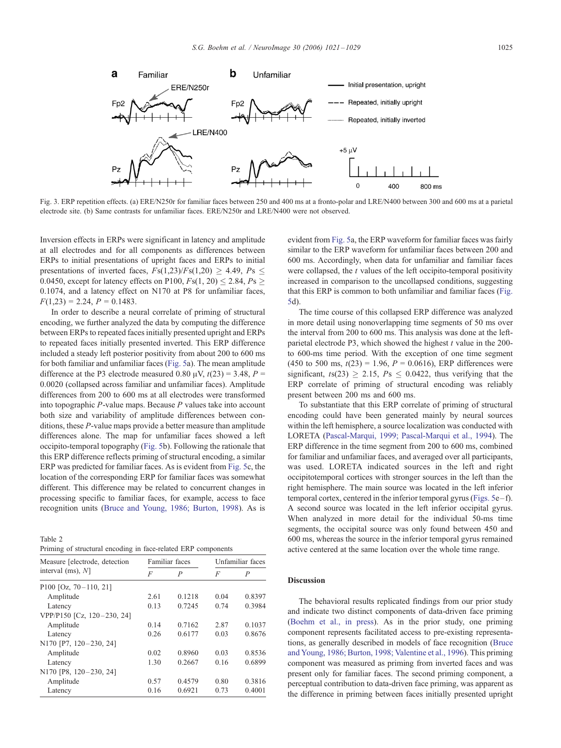Fig. 3. ERP repetition effects. (a) ERE/N250r for familiar faces between 250 and 400 ms at a fronto-polar and LRE/N400 between 300 and 600 ms at a parietal electrode site. (b) Same contrasts for unfamiliar faces. ERE/N250r and LRE/N400 were not observed.

Inversion effects in ERPs were significant in latency and amplitude at all electrodes and for all components as differences between ERPs to initial presentations of upright faces and ERPs to initial presentations of inverted faces, $Fs(1,23)/Fs(1,20) \geq 4.49$, $Ps \leq 0.0450$, except for latency effects on P100, $Fs(1, 20) \leq 2.84$, $Ps \geq 0.1074$, and a latency effect on N170 at P8 for unfamiliar faces, $F(1,23) = 2.24$, $P = 0.1483$.

In order to describe a neural correlate of priming of structural encoding, we further analyzed the data by computing the difference between ERPs to repeated faces initially presented upright and ERPs to repeated faces initially presented inverted. This ERP difference included a steady left posterior positivity from about 200 to 600 ms for both familiar and unfamiliar faces (Fig. 5a). The mean amplitude difference at the P3 electrode measured 0.80 μV, $t(23) = 3.48$, $P = 0.0020$ (collapsed across familiar and unfamiliar faces). Amplitude differences from 200 to 600 ms at all electrodes were transformed into topographic $P$-value maps. Because $P$ values take into account both size and variability of amplitude differences between conditions, these $P$-value maps provide a better measure than amplitude differences alone. The map for unfamiliar faces showed a left occipito-temporal topography (Fig. 5b). Following the rationale that this ERP difference reflects priming of structural encoding, a similar ERP was predicted for familiar faces. As is evident from Fig. 5c, the location of the corresponding ERP for familiar faces was somewhat different. This difference may be related to concurrent changes in processing specific to familiar faces, for example, access to face recognition units (Bruce and Young, 1986; Burton, 1998). As is evident from Fig. 5a, the ERP waveform for familiar faces was fairly similar to the ERP waveform for unfamiliar faces between 200 and 600 ms. Accordingly, when data for unfamiliar and familiar faces were collapsed, the $t$ values of the left occipito-temporal positivity increased in comparison to the uncollapsed conditions, suggesting that this ERP is common to both unfamiliar and familiar faces (Fig. 5d).

The time course of this collapsed ERP difference was analyzed in more detail using nonoverlapping time segments of 50 ms over the interval from 200 to 600 ms. This analysis was done at the left-parietal electrode P3, which showed the highest $t$ value in the 200- to 600-ms time period. With the exception of one time segment (450 to 500 ms, $t(23) = 1.96$, $P = 0.0616$), ERP differences were significant, $ts(23) \geq 2.15$, $Ps \leq 0.0422$, thus verifying that the ERP correlate of priming of structural encoding was reliably present between 200 ms and 600 ms.

To substantiate that this ERP correlate of priming of structural encoding could have been generated mainly by neural sources within the left hemisphere, a source localization was conducted with LORETA (Pascal-Marqui, 1999; Pascal-Marqui et al., 1994). The ERP difference in the time segment from 200 to 600 ms, combined for familiar and unfamiliar faces, and averaged over all participants, was used. LORETA indicated sources in the left and right occipitotemporal cortices with stronger sources in the left than the right hemisphere. The main source was located in the left inferior temporal cortex, centered in the inferior temporal gyrus (Figs. 5e–f). A second source was located in the left inferior occipital gyrus. When analyzed in more detail for the individual 50-ms time segments, the occipital source was only found between 450 and 600 ms, whereas the source in the inferior temporal gyrus remained active centered at the same location over the whole time range.

Table 2
Priming of structural encoding in face-related ERP components

| Measure [electrode, detection interval (ms), N] | Familiar faces | | Unfamiliar faces | |
|---|---|---|---|---|
| | $F$ | $P$ | $F$ | $P$ |
| P100 [Oz, 70–110, 21] | | | | |
| Amplitude | 2.61 | 0.1218 | 0.04 | 0.8397 |
| Latency | 0.13 | 0.7245 | 0.74 | 0.3984 |
| VPP/P150 [Cz, 120–230, 24] | | | | |
| Amplitude | 0.14 | 0.7162 | 2.87 | 0.1037 |
| Latency | 0.26 | 0.6177 | 0.03 | 0.8676 |
| N170 [P7, 120–230, 24] | | | | |
| Amplitude | 0.02 | 0.8960 | 0.03 | 0.8536 |
| Latency | 1.30 | 0.2667 | 0.16 | 0.6899 |
| N170 [P8, 120–230, 24] | | | | |
| Amplitude | 0.57 | 0.4579 | 0.80 | 0.3816 |
| Latency | 0.16 | 0.6921 | 0.73 | 0.4001 |

## Discussion

The behavioral results replicated findings from our prior study and indicate two distinct components of data-driven face priming (Boehm et al., in press). As in the prior study, one priming component represents facilitated access to pre-existing representations, as generally described in models of face recognition (Bruce and Young, 1986; Burton, 1998; Valentine et al., 1996). This priming component was measured as priming from inverted faces and was present only for familiar faces. The second priming component, a perceptual contribution to data-driven face priming, was apparent as the difference in priming between faces initially presented upright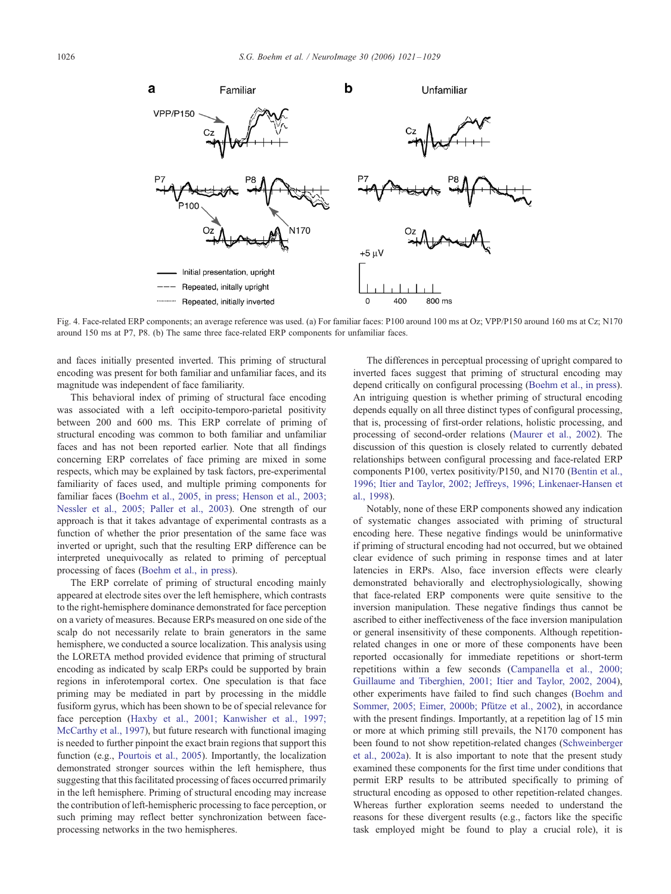Fig. 4. Face-related ERP components; an average reference was used. (a) For familiar faces: P100 around 100 ms at Oz; VPP/P150 around 160 ms at Cz; N170 around 150 ms at P7, P8. (b) The same three face-related ERP components for unfamiliar faces.

and faces initially presented inverted. This priming of structural encoding was present for both familiar and unfamiliar faces, and its magnitude was independent of face familiarity.

This behavioral index of priming of structural face encoding was associated with a left occipito-temporo-parietal positivity between 200 and 600 ms. This ERP correlate of priming of structural encoding was common to both familiar and unfamiliar faces and has not been reported earlier. Note that all findings concerning ERP correlates of face priming are mixed in some respects, which may be explained by task factors, pre-experimental familiarity of faces used, and multiple priming components for familiar faces (Boehm et al., 2005, in press; Henson et al., 2003; Nessler et al., 2005; Paller et al., 2003). One strength of our approach is that it takes advantage of experimental contrasts as a function of whether the prior presentation of the same face was inverted or upright, such that the resulting ERP difference can be interpreted unequivocally as related to priming of perceptual processing of faces (Boehm et al., in press).

The ERP correlate of priming of structural encoding mainly appeared at electrode sites over the left hemisphere, which contrasts to the right-hemisphere dominance demonstrated for face perception on a variety of measures. Because ERPs measured on one side of the scalp do not necessarily relate to brain generators in the same hemisphere, we conducted a source localization. This analysis using the LORETA method provided evidence that priming of structural encoding as indicated by scalp ERPs could be supported by brain regions in inferotemporal cortex. One speculation is that face priming may be mediated in part by processing in the middle fusiform gyrus, which has been shown to be of special relevance for face perception (Haxby et al., 2001; Kanwisher et al., 1997; McCarthy et al., 1997), but future research with functional imaging is needed to further pinpoint the exact brain regions that support this function (e.g., Pourtois et al., 2005). Importantly, the localization demonstrated stronger sources within the left hemisphere, thus suggesting that this facilitated processing of faces occurred primarily in the left hemisphere. Priming of structural encoding may increase the contribution of left-hemispheric processing to face perception, or such priming may reflect better synchronization between face-processing networks in the two hemispheres.

The differences in perceptual processing of upright compared to inverted faces suggest that priming of structural encoding may depend critically on configural processing (Boehm et al., in press). An intriguing question is whether priming of structural encoding depends equally on all three distinct types of configural processing, that is, processing of first-order relations, holistic processing, and processing of second-order relations (Maurer et al., 2002). The discussion of this question is closely related to currently debated relationships between configural processing and face-related ERP components P100, vertex positivity/P150, and N170 (Bentin et al., 1996; Itier and Taylor, 2002; Jeffreys, 1996; Linkenaer-Hansen et al., 1998).

Notably, none of these ERP components showed any indication of systematic changes associated with priming of structural encoding here. These negative findings would be uninformative if priming of structural encoding had not occurred, but we obtained clear evidence of such priming in response times and at later latencies in ERPs. Also, face inversion effects were clearly demonstrated behaviorally and electrophysiologically, showing that face-related ERP components were quite sensitive to the inversion manipulation. These negative findings thus cannot be ascribed to either ineffectiveness of the face inversion manipulation or general insensitivity of these components. Although repetition-related changes in one or more of these components have been reported occasionally for immediate repetitions or short-term repetitions within a few seconds (Campanella et al., 2000; Guillaume and Tiberghien, 2001; Itier and Taylor, 2002, 2004), other experiments have failed to find such changes (Boehm and Sommer, 2005; Eimer, 2000b; Pfütze et al., 2002), in accordance with the present findings. Importantly, at a repetition lag of 15 min or more at which priming still prevails, the N170 component has been found to not show repetition-related changes (Schweinberger et al., 2002a). It is also important to note that the present study examined these components for the first time under conditions that permit ERP results to be attributed specifically to priming of structural encoding as opposed to other repetition-related changes. Whereas further exploration seems needed to understand the reasons for these divergent results (e.g., factors like the specific task employed might be found to play a crucial role), it is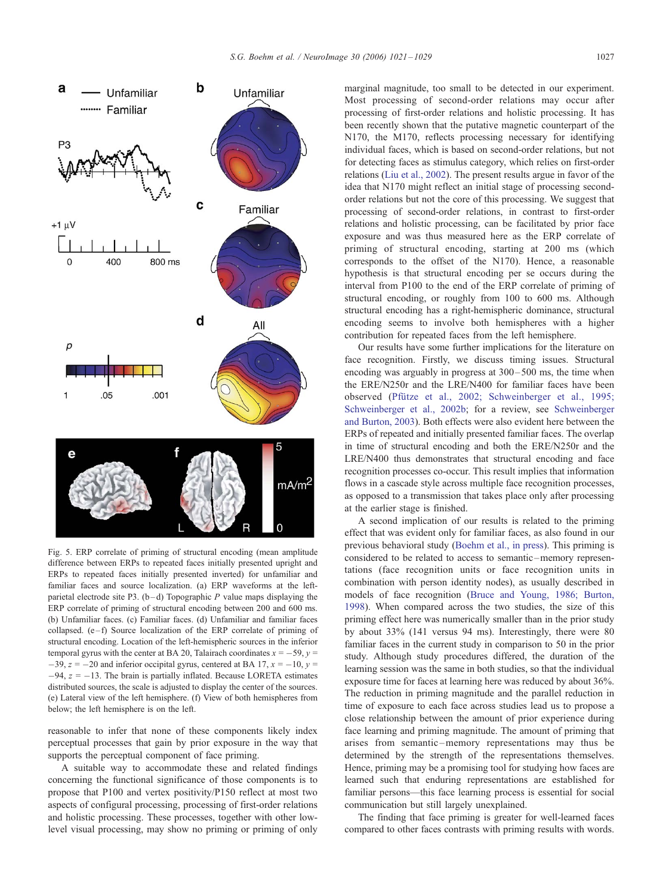Fig. 5. ERP correlate of priming of structural encoding (mean amplitude difference between ERPs to repeated faces initially presented upright and ERPs to repeated faces initially presented inverted) for unfamiliar and familiar faces and source localization. (a) ERP waveforms at the left-parietal electrode site P3. (b–d) Topographic *P* value maps displaying the ERP correlate of priming of structural encoding between 200 and 600 ms. (b) Unfamiliar faces. (c) Familiar faces. (d) Unfamiliar and familiar faces collapsed. (e–f) Source localization of the ERP correlate of priming of structural encoding. Location of the left-hemispheric sources in the inferior temporal gyrus with the center at BA 20, Talairach coordinates $x = -59$, $y = -39$, $z = -20$ and inferior occipital gyrus, centered at BA 17, $x = -10$, $y = -94$, $z = -13$. The brain is partially inflated. Because LORETA estimates distributed sources, the scale is adjusted to display the center of the sources. (e) Lateral view of the left hemisphere. (f) View of both hemispheres from below; the left hemisphere is on the left.

reasonable to infer that none of these components likely index perceptual processes that gain by prior exposure in the way that supports the perceptual component of face priming.

A suitable way to accommodate these and related findings concerning the functional significance of those components is to propose that P100 and vertex positivity/P150 reflect at most two aspects of configural processing, processing of first-order relations and holistic processing. These processes, together with other low-level visual processing, may show no priming or priming of only marginal magnitude, too small to be detected in our experiment. Most processing of second-order relations may occur after processing of first-order relations and holistic processing. It has been recently shown that the putative magnetic counterpart of the N170, the M170, reflects processing necessary for identifying individual faces, which is based on second-order relations, but not for detecting faces as stimulus category, which relies on first-order relations (Liu et al., 2002). The present results argue in favor of the idea that N170 might reflect an initial stage of processing second-order relations but not the core of this processing. We suggest that processing of second-order relations, in contrast to first-order relations and holistic processing, can be facilitated by prior face exposure and was thus measured here as the ERP correlate of priming of structural encoding, starting at 200 ms (which corresponds to the offset of the N170). Hence, a reasonable hypothesis is that structural encoding per se occurs during the interval from P100 to the end of the ERP correlate of priming of structural encoding, or roughly from 100 to 600 ms. Although structural encoding has a right-hemispheric dominance, structural encoding seems to involve both hemispheres with a higher contribution for repeated faces from the left hemisphere.

Our results have some further implications for the literature on face recognition. Firstly, we discuss timing issues. Structural encoding was arguably in progress at 300–500 ms, the time when the ERE/N250r and the LRE/N400 for familiar faces have been observed (Pfütze et al., 2002; Schweinberger et al., 1995; Schweinberger et al., 2002b; for a review, see Schweinberger and Burton, 2003). Both effects were also evident here between the ERPs of repeated and initially presented familiar faces. The overlap in time of structural encoding and both the ERE/N250r and the LRE/N400 thus demonstrates that structural encoding and face recognition processes co-occur. This result implies that information flows in a cascade style across multiple face recognition processes, as opposed to a transmission that takes place only after processing at the earlier stage is finished.

A second implication of our results is related to the priming effect that was evident only for familiar faces, as also found in our previous behavioral study (Boehm et al., in press). This priming is considered to be related to access to semantic–memory representations (face recognition units or face recognition units in combination with person identity nodes), as usually described in models of face recognition (Bruce and Young, 1986; Burton, 1998). When compared across the two studies, the size of this priming effect here was numerically smaller than in the prior study by about 33% (141 versus 94 ms). Interestingly, there were 80 familiar faces in the current study in comparison to 50 in the prior study. Although study procedures differed, the duration of the learning session was the same in both studies, so that the individual exposure time for faces at learning here was reduced by about 36%. The reduction in priming magnitude and the parallel reduction in time of exposure to each face across studies lead us to propose a close relationship between the amount of prior experience during face learning and priming magnitude. The amount of priming that arises from semantic–memory representations may thus be determined by the strength of the representations themselves. Hence, priming may be a promising tool for studying how faces are learned such that enduring representations are established for familiar persons—this face learning process is essential for social communication but still largely unexplained.

The finding that face priming is greater for well-learned faces compared to other faces contrasts with priming results with words.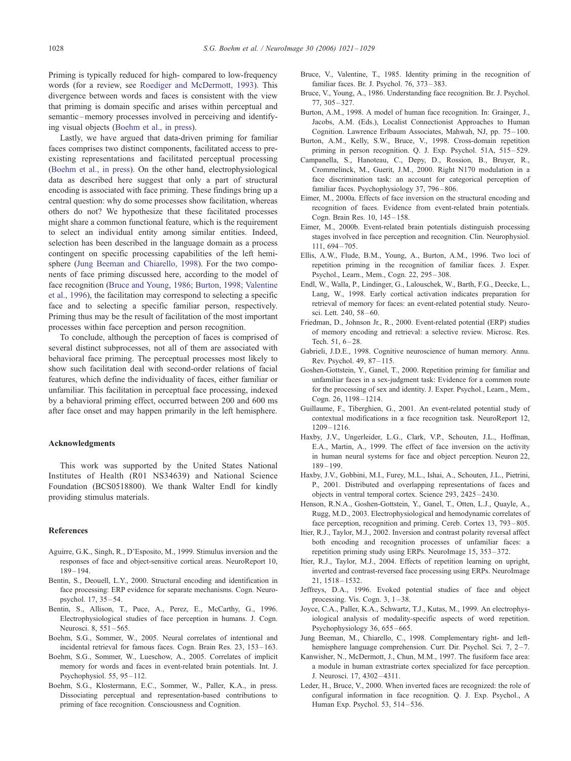Priming is typically reduced for high- compared to low-frequency words (for a review, see Roediger and McDermott, 1993). This divergence between words and faces is consistent with the view that priming is domain specific and arises within perceptual and semantic–memory processes involved in perceiving and identifying visual objects (Boehm et al., in press).

Lastly, we have argued that data-driven priming for familiar faces comprises two distinct components, facilitated access to pre-existing representations and facilitated perceptual processing (Boehm et al., in press). On the other hand, electrophysiological data as described here suggest that only a part of structural encoding is associated with face priming. These findings bring up a central question: why do some processes show facilitation, whereas others do not? We hypothesize that these facilitated processes might share a common functional feature, which is the requirement to select an individual entity among similar entities. Indeed, selection has been described in the language domain as a process contingent on specific processing capabilities of the left hemisphere (Jung Beeman and Chiarello, 1998). For the two components of face priming discussed here, according to the model of face recognition (Bruce and Young, 1986; Burton, 1998; Valentine et al., 1996), the facilitation may correspond to selecting a specific face and to selecting a specific familiar person, respectively. Priming thus may be the result of facilitation of the most important processes within face perception and person recognition.

To conclude, although the perception of faces is comprised of several distinct subprocesses, not all of them are associated with behavioral face priming. The perceptual processes most likely to show such facilitation deal with second-order relations of facial features, which define the individuality of faces, either familiar or unfamiliar. This facilitation in perceptual face processing, indexed by a behavioral priming effect, occurred between 200 and 600 ms after face onset and may happen primarily in the left hemisphere.

## Acknowledgments

This work was supported by the United States National Institutes of Health (R01 NS34639) and National Science Foundation (BCS0518800). We thank Walter Endl for kindly providing stimulus materials.

## References

Aguirre, G.K., Singh, R., D'Esposito, M., 1999. Stimulus inversion and the responses of face and object-sensitive cortical areas. NeuroReport 10, 189–194.

Bentin, S., Deouell, L.Y., 2000. Structural encoding and identification in face processing: ERP evidence for separate mechanisms. Cogn. Neuropsychol. 17, 35–54.

Bentin, S., Allison, T., Puce, A., Perez, E., McCarthy, G., 1996. Electrophysiological studies of face perception in humans. J. Cogn. Neurosci. 8, 551–565.

Boehm, S.G., Sommer, W., 2005. Neural correlates of intentional and incidental retrieval for famous faces. Cogn. Brain Res. 23, 153–163.

Boehm, S.G., Sommer, W., Lueschow, A., 2005. Correlates of implicit memory for words and faces in event-related brain potentials. Int. J. Psychophysiol. 55, 95–112.

Boehm, S.G., Klostermann, E.C., Sommer, W., Paller, K.A., in press. Dissociating perceptual and representation-based contributions to priming of face recognition. Consciousness and Cognition.

Bruce, V., Valentine, T., 1985. Identity priming in the recognition of familiar faces. Br. J. Psychol. 76, 373–383.

Bruce, V., Young, A., 1986. Understanding face recognition. Br. J. Psychol. 77, 305–327.

Burton, A.M., 1998. A model of human face recognition. In: Grainger, J., Jacobs, A.M. (Eds.), Localist Connectionist Approaches to Human Cognition. Lawrence Erlbaum Associates, Mahwah, NJ, pp. 75–100.

Burton, A.M., Kelly, S.W., Bruce, V., 1998. Cross-domain repetition priming in person recognition. Q. J. Exp. Psychol. 51A, 515–529.

Campanella, S., Hanoteau, C., Depy, D., Rossion, B., Bruyer, R., Crommelinck, M., Guerit, J.M., 2000. Right N170 modulation in a face discrimination task: an account for categorical perception of familiar faces. Psychophysiology 37, 796–806.

Eimer, M., 2000a. Effects of face inversion on the structural encoding and recognition of faces. Evidence from event-related brain potentials. Cogn. Brain Res. 10, 145–158.

Eimer, M., 2000b. Event-related brain potentials distinguish processing stages involved in face perception and recognition. Clin. Neurophysiol. 111, 694–705.

Ellis, A.W., Flude, B.M., Young, A., Burton, A.M., 1996. Two loci of repetition priming in the recognition of familiar faces. J. Exper. Psychol., Learn., Mem., Cogn. 22, 295–308.

Endl, W., Walla, P., Lindinger, G., Lalouschek, W., Barth, F.G., Deecke, L., Lang, W., 1998. Early cortical activation indicates preparation for retrieval of memory for faces: an event-related potential study. Neurosci. Lett. 240, 58–60.

Friedman, D., Johnson Jr., R., 2000. Event-related potential (ERP) studies of memory encoding and retrieval: a selective review. Microsc. Res. Tech. 51, 6–28.

Gabrieli, J.D.E., 1998. Cognitive neuroscience of human memory. Annu. Rev. Psychol. 49, 87–115.

Goshen-Gottstein, Y., Ganel, T., 2000. Repetition priming for familiar and unfamiliar faces in a sex-judgment task: Evidence for a common route for the processing of sex and identity. J. Exper. Psychol., Learn., Mem., Cogn. 26, 1198–1214.

Guillaume, F., Tiberghien, G., 2001. An event-related potential study of contextual modifications in a face recognition task. NeuroReport 12, 1209–1216.

Haxby, J.V., Ungerleider, L.G., Clark, V.P., Schouten, J.L., Hoffman, E.A., Martin, A., 1999. The effect of face inversion on the activity in human neural systems for face and object perception. Neuron 22, 189–199.

Haxby, J.V., Gobbini, M.I., Furey, M.L., Ishai, A., Schouten, J.L., Pietrini, P., 2001. Distributed and overlapping representations of faces and objects in ventral temporal cortex. Science 293, 2425–2430.

Henson, R.N.A., Goshen-Gottstein, Y., Ganel, T., Otten, L.J., Quayle, A., Rugg, M.D., 2003. Electrophysiological and hemodynamic correlates of face perception, recognition and priming. Cereb. Cortex 13, 793–805.

Itier, R.J., Taylor, M.J., 2002. Inversion and contrast polarity reversal affect both encoding and recognition processes of unfamiliar faces: a repetition priming study using ERPs. NeuroImage 15, 353–372.

Itier, R.J., Taylor, M.J., 2004. Effects of repetition learning on upright, inverted and contrast-reversed face processing using ERPs. NeuroImage 21, 1518–1532.

Jeffreys, D.A., 1996. Evoked potential studies of face and object processing. Vis. Cogn. 3, 1–38.

Joyce, C.A., Paller, K.A., Schwartz, T.J., Kutas, M., 1999. An electrophysiological analysis of modality-specific aspects of word repetition. Psychophysiology 36, 655–665.

Jung Beeman, M., Chiarello, C., 1998. Complementary right- and left-hemisphere language comprehension. Curr. Dir. Psychol. Sci. 7, 2–7.

Kanwisher, N., McDermott, J., Chun, M.M., 1997. The fusiform face area: a module in human extrastriate cortex specialized for face perception. J. Neurosci. 17, 4302–4311.

Leder, H., Bruce, V., 2000. When inverted faces are recognized: the role of configural information in face recognition. Q. J. Exp. Psychol., A Human Exp. Psychol. 53, 514–536.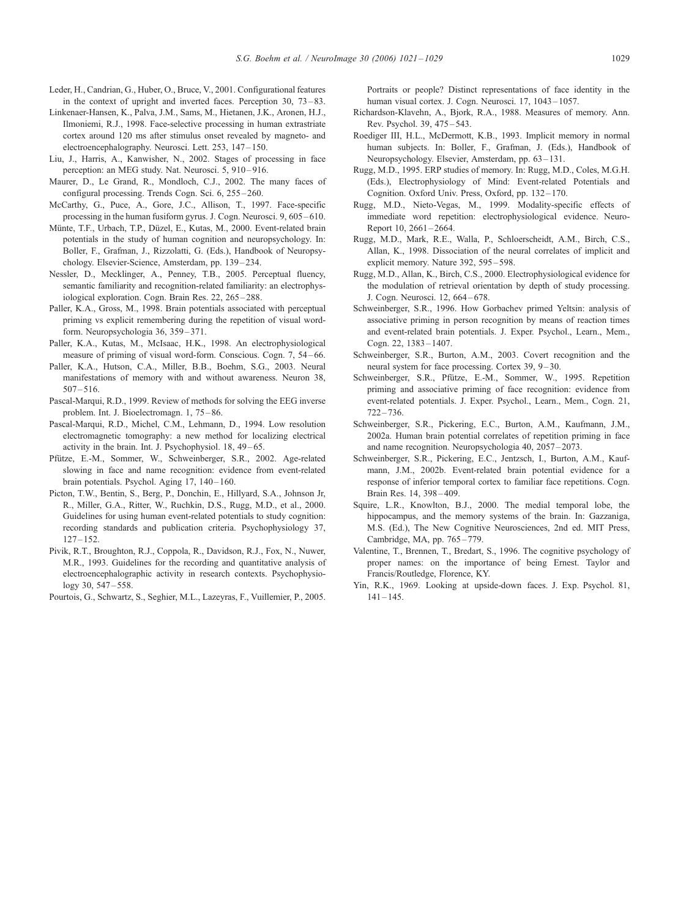Leder, H., Candrian, G., Huber, O., Bruce, V., 2001. Configurational features in the context of upright and inverted faces. Perception 30, 73–83.

Linkenaer-Hansen, K., Palva, J.M., Sams, M., Hietanen, J.K., Aronen, H.J., Ilmoniemi, R.J., 1998. Face-selective processing in human extrastriate cortex around 120 ms after stimulus onset revealed by magneto- and electroencephalography. Neurosci. Lett. 253, 147–150.

Liu, J., Harris, A., Kanwisher, N., 2002. Stages of processing in face perception: an MEG study. Nat. Neurosci. 5, 910–916.

Maurer, D., Le Grand, R., Mondloch, C.J., 2002. The many faces of configural processing. Trends Cogn. Sci. 6, 255–260.

McCarthy, G., Puce, A., Gore, J.C., Allison, T., 1997. Face-specific processing in the human fusiform gyrus. J. Cogn. Neurosci. 9, 605–610.

Münte, T.F., Urbach, T.P., Düzel, E., Kutas, M., 2000. Event-related brain potentials in the study of human cognition and neuropsychology. In: Boller, F., Grafman, J., Rizzolatti, G. (Eds.), Handbook of Neuropsychology. Elsevier-Science, Amsterdam, pp. 139–234.

Nessler, D., Mecklinger, A., Penney, T.B., 2005. Perceptual fluency, semantic familiarity and recognition-related familiarity: an electrophysiological exploration. Cogn. Brain Res. 22, 265–288.

Paller, K.A., Gross, M., 1998. Brain potentials associated with perceptual priming vs explicit remembering during the repetition of visual word-form. Neuropsychologia 36, 359–371.

Paller, K.A., Kutas, M., McIsaac, H.K., 1998. An electrophysiological measure of priming of visual word-form. Conscious. Cogn. 7, 54–66.

Paller, K.A., Hutson, C.A., Miller, B.B., Boehm, S.G., 2003. Neural manifestations of memory with and without awareness. Neuron 38, 507–516.

Pascal-Marqui, R.D., 1999. Review of methods for solving the EEG inverse problem. Int. J. Bioelectromagn. 1, 75–86.

Pascal-Marqui, R.D., Michel, C.M., Lehmann, D., 1994. Low resolution electromagnetic tomography: a new method for localizing electrical activity in the brain. Int. J. Psychophysiol. 18, 49–65.

Pfütze, E.-M., Sommer, W., Schweinberger, S.R., 2002. Age-related slowing in face and name recognition: evidence from event-related brain potentials. Psychol. Aging 17, 140–160.

Picton, T.W., Bentin, S., Berg, P., Donchin, E., Hillyard, S.A., Johnson Jr, R., Miller, G.A., Ritter, W., Ruchkin, D.S., Rugg, M.D., et al., 2000. Guidelines for using human event-related potentials to study cognition: recording standards and publication criteria. Psychophysiology 37, 127–152.

Pivik, R.T., Broughton, R.J., Coppola, R., Davidson, R.J., Fox, N., Nuwer, M.R., 1993. Guidelines for the recording and quantitative analysis of electroencephalographic activity in research contexts. Psychophysiology 30, 547–558.

Pourtois, G., Schwartz, S., Seghier, M.L., Lazeyras, F., Vuillemier, P., 2005. Portraits or people? Distinct representations of face identity in the human visual cortex. J. Cogn. Neurosci. 17, 1043–1057.

Richardson-Klavehn, A., Bjork, R.A., 1988. Measures of memory. Ann. Rev. Psychol. 39, 475–543.

Roediger III, H.L., McDermott, K.B., 1993. Implicit memory in normal human subjects. In: Boller, F., Grafman, J. (Eds.), Handbook of Neuropsychology. Elsevier, Amsterdam, pp. 63–131.

Rugg, M.D., 1995. ERP studies of memory. In: Rugg, M.D., Coles, M.G.H. (Eds.), Electrophysiology of Mind: Event-related Potentials and Cognition. Oxford Univ. Press, Oxford, pp. 132–170.

Rugg, M.D., Nieto-Vegas, M., 1999. Modality-specific effects of immediate word repetition: electrophysiological evidence. NeuroReport 10, 2661–2664.

Rugg, M.D., Mark, R.E., Walla, P., Schloerscheidt, A.M., Birch, C.S., Allan, K., 1998. Dissociation of the neural correlates of implicit and explicit memory. Nature 392, 595–598.

Rugg, M.D., Allan, K., Birch, C.S., 2000. Electrophysiological evidence for the modulation of retrieval orientation by depth of study processing. J. Cogn. Neurosci. 12, 664–678.

Schweinberger, S.R., 1996. How Gorbachev primed Yeltsin: analysis of associative priming in person recognition by means of reaction times and event-related brain potentials. J. Exper. Psychol., Learn., Mem., Cogn. 22, 1383–1407.

Schweinberger, S.R., Burton, A.M., 2003. Covert recognition and the neural system for face processing. Cortex 39, 9–30.

Schweinberger, S.R., Pfütze, E.-M., Sommer, W., 1995. Repetition priming and associative priming of face recognition: evidence from event-related potentials. J. Exper. Psychol., Learn., Mem., Cogn. 21, 722–736.

Schweinberger, S.R., Pickering, E.C., Burton, A.M., Kaufmann, J.M., 2002a. Human brain potential correlates of repetition priming in face and name recognition. Neuropsychologia 40, 2057–2073.

Schweinberger, S.R., Pickering, E.C., Jentzsch, I., Burton, A.M., Kaufmann, J.M., 2002b. Event-related brain potential evidence for a response of inferior temporal cortex to familiar face repetitions. Cogn. Brain Res. 14, 398–409.

Squire, L.R., Knowlton, B.J., 2000. The medial temporal lobe, the hippocampus, and the memory systems of the brain. In: Gazzaniga, M.S. (Ed.), The New Cognitive Neurosciences, 2nd ed. MIT Press, Cambridge, MA, pp. 765–779.

Valentine, T., Brennen, T., Bredart, S., 1996. The cognitive psychology of proper names: on the importance of being Ernest. Taylor and Francis/Routledge, Florence, KY.

Yin, R.K., 1969. Looking at upside-down faces. J. Exp. Psychol. 81, 141–145.